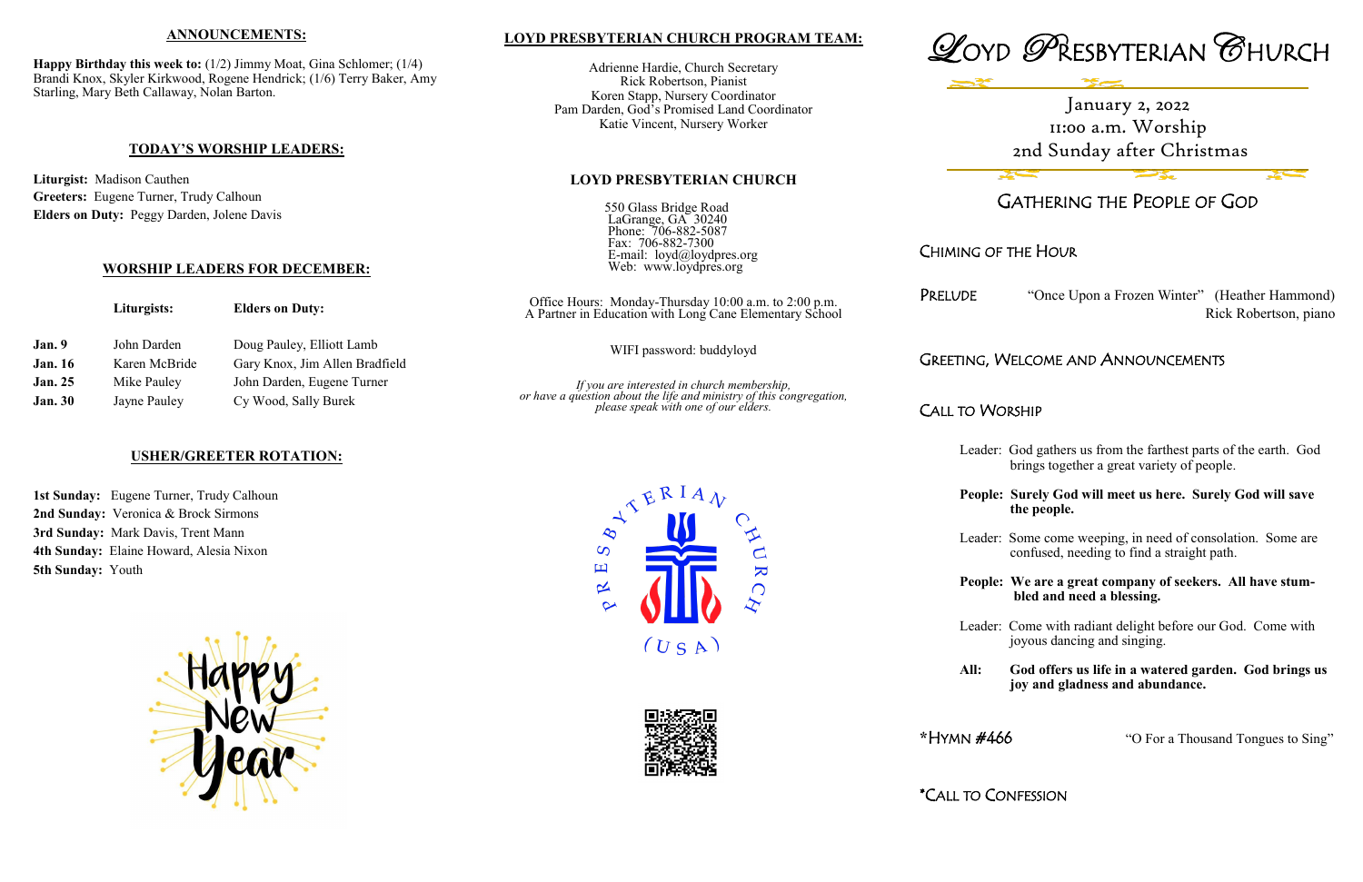## ANNOUNCEMENTS:

**Happy Birthday this week to:** (1/2) Jimmy Moat, Gina Schlomer; (1/4) Brandi Knox, Skyler Kirkwood, Rogene Hendrick; (1/6) Terry Baker, Amy Starling, Mary Beth Callaway, Nolan Barton.

## TODAY'S WORSHIP LEADERS:

**Liturgist:** Madison Cauthen
**Greeters:** Eugene Turner, Trudy Calhoun
**Elders on Duty:** Peggy Darden, Jolene Davis

## WORSHIP LEADERS FOR DECEMBER:

| | Liturgists: | Elders on Duty: |
|---|---|---|
| **Jan. 9** | John Darden | Doug Pauley, Elliott Lamb |
| **Jan. 16** | Karen McBride | Gary Knox, Jim Allen Bradfield |
| **Jan. 25** | Mike Pauley | John Darden, Eugene Turner |
| **Jan. 30** | Jayne Pauley | Cy Wood, Sally Burek |

## USHER/GREETER ROTATION:

**1st Sunday:** Eugene Turner, Trudy Calhoun
**2nd Sunday:** Veronica & Brock Sirmons
**3rd Sunday:** Mark Davis, Trent Mann
**4th Sunday:** Elaine Howard, Alesia Nixon
**5th Sunday:** Youth

## LOYD PRESBYTERIAN CHURCH PROGRAM TEAM:

Adrienne Hardie, Church Secretary
Rick Robertson, Pianist
Koren Stapp, Nursery Coordinator
Pam Darden, God's Promised Land Coordinator
Katie Vincent, Nursery Worker

## LOYD PRESBYTERIAN CHURCH

550 Glass Bridge Road
LaGrange, GA 30240
Phone: 706-882-5087
Fax: 706-882-7300
E-mail: loyd@loydpres.org
Web: www.loydpres.org

Office Hours: Monday-Thursday 10:00 a.m. to 2:00 p.m.
A Partner in Education with Long Cane Elementary School

WIFI password: buddyloyd

*If you are interested in church membership, or have a question about the life and ministry of this congregation, please speak with one of our elders.*

# LOYD PRESBYTERIAN CHURCH

January 2, 2022
11:00 a.m. Worship
2nd Sunday after Christmas

## GATHERING THE PEOPLE OF GOD

### CHIMING OF THE HOUR

### PRELUDE

"Once Upon a Frozen Winter" (Heather Hammond)
Rick Robertson, piano

### GREETING, WELCOME AND ANNOUNCEMENTS

### CALL TO WORSHIP

Leader: God gathers us from the farthest parts of the earth. God brings together a great variety of people.

**People: Surely God will meet us here. Surely God will save the people.**

Leader: Some come weeping, in need of consolation. Some are confused, needing to find a straight path.

**People: We are a great company of seekers. All have stumbled and need a blessing.**

Leader: Come with radiant delight before our God. Come with joyous dancing and singing.

**All: God offers us life in a watered garden. God brings us joy and gladness and abundance.**

### *HYMN #466

"O For a Thousand Tongues to Sing"

### *CALL TO CONFESSION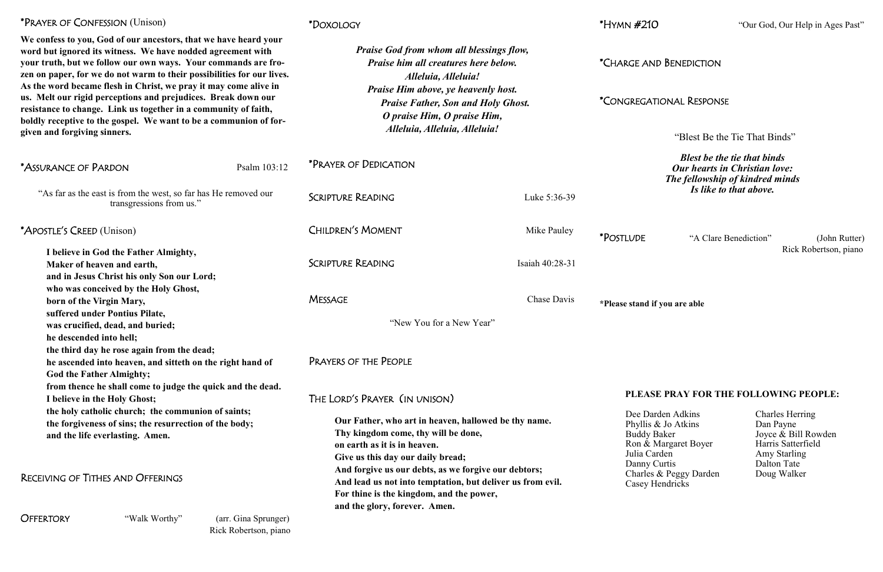## *Prayer of Confession (Unison)

**We confess to you, God of our ancestors, that we have heard your word but ignored its witness. We have nodded agreement with your truth, but we follow our own ways. Your commands are frozen on paper, for we do not warm to their possibilities for our lives. As the word became flesh in Christ, we pray it may come alive in us. Melt our rigid perceptions and prejudices. Break down our resistance to change. Link us together in a community of faith, boldly receptive to the gospel. We want to be a communion of forgiven and forgiving sinners.**

## *Assurance of Pardon — Psalm 103:12

"As far as the east is from the west, so far has He removed our transgressions from us."

## *Apostle's Creed (Unison)

**I believe in God the Father Almighty,
Maker of heaven and earth,
and in Jesus Christ his only Son our Lord;
who was conceived by the Holy Ghost,
born of the Virgin Mary,
suffered under Pontius Pilate,
was crucified, dead, and buried;
he descended into hell;
the third day he rose again from the dead;
he ascended into heaven, and sitteth on the right hand of God the Father Almighty;
from thence he shall come to judge the quick and the dead.
I believe in the Holy Ghost;
the holy catholic church; the communion of saints;
the forgiveness of sins; the resurrection of the body;
and the life everlasting. Amen.**

## Receiving of Tithes and Offerings

## Offertory — "Walk Worthy" (arr. Gina Sprunger)

Rick Robertson, piano

## *Doxology

***Praise God from whom all blessings flow,
Praise him all creatures here below.
Alleluia, Alleluia!
Praise Him above, ye heavenly host.
Praise Father, Son and Holy Ghost.
O praise Him, O praise Him,
Alleluia, Alleluia, Alleluia!***

## *Prayer of Dedication

## Scripture Reading — Luke 5:36-39

## Children's Moment — Mike Pauley

## Scripture Reading — Isaiah 40:28-31

## Message — Chase Davis

"New You for a New Year"

## Prayers of the People

## The Lord's Prayer (in unison)

**Our Father, who art in heaven, hallowed be thy name.
Thy kingdom come, thy will be done,
on earth as it is in heaven.
Give us this day our daily bread;
And forgive us our debts, as we forgive our debtors;
And lead us not into temptation, but deliver us from evil.
For thine is the kingdom, and the power,
and the glory, forever. Amen.**

## *Hymn #210 — "Our God, Our Help in Ages Past"

## *Charge and Benediction

## *Congregational Response

"Blest Be the Tie That Binds"

***Blest be the tie that binds
Our hearts in Christian love:
The fellowship of kindred minds
Is like to that above.***

## *Postlude — "A Clare Benediction" (John Rutter)

Rick Robertson, piano

**\*Please stand if you are able**

### PLEASE PRAY FOR THE FOLLOWING PEOPLE:

Dee Darden Adkins
Phyllis & Jo Atkins
Buddy Baker
Ron & Margaret Boyer
Julia Carden
Danny Curtis
Charles & Peggy Darden
Casey Hendricks
Charles Herring
Dan Payne
Joyce & Bill Rowden
Harris Satterfield
Amy Starling
Dalton Tate
Doug Walker